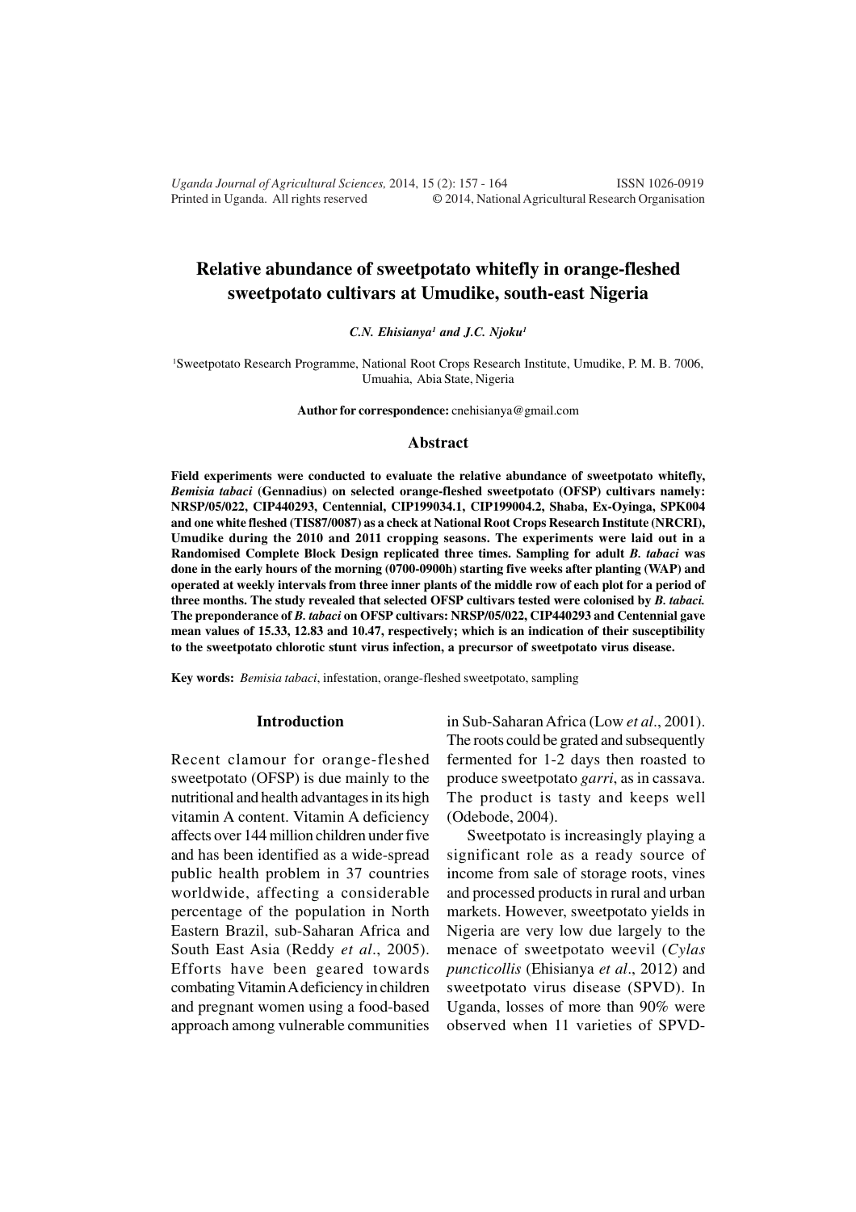# Relative abundance of sweetpotato whitefly in orange-fleshed sweetpotato cultivars at Umudike, south-east Nigeria

*C.N. Ehisianya[1] and J.C. Njoku[1]*

[1]Sweetpotato Research Programme, National Root Crops Research Institute, Umudike, P. M. B. 7006, Umuahia, Abia State, Nigeria

**Author for correspondence:** cnehisianya@gmail.com

## Abstract

**Field experiments were conducted to evaluate the relative abundance of sweetpotato whitefly, *Bemisia tabaci* (Gennadius) on selected orange-fleshed sweetpotato (OFSP) cultivars namely: NRSP/05/022, CIP440293, Centennial, CIP199034.1, CIP199004.2, Shaba, Ex-Oyinga, SPK004 and one white fleshed (TIS87/0087) as a check at National Root Crops Research Institute (NRCRI), Umudike during the 2010 and 2011 cropping seasons. The experiments were laid out in a Randomised Complete Block Design replicated three times. Sampling for adult *B. tabaci* was done in the early hours of the morning (0700-0900h) starting five weeks after planting (WAP) and operated at weekly intervals from three inner plants of the middle row of each plot for a period of three months. The study revealed that selected OFSP cultivars tested were colonised by *B. tabaci.* The preponderance of *B. tabaci* on OFSP cultivars: NRSP/05/022, CIP440293 and Centennial gave mean values of 15.33, 12.83 and 10.47, respectively; which is an indication of their susceptibility to the sweetpotato chlorotic stunt virus infection, a precursor of sweetpotato virus disease.**

**Key words:** *Bemisia tabaci*, infestation, orange-fleshed sweetpotato, sampling

## Introduction

Recent clamour for orange-fleshed sweetpotato (OFSP) is due mainly to the nutritional and health advantages in its high vitamin A content. Vitamin A deficiency affects over 144 million children under five and has been identified as a wide-spread public health problem in 37 countries worldwide, affecting a considerable percentage of the population in North Eastern Brazil, sub-Saharan Africa and South East Asia (Reddy *et al*., 2005). Efforts have been geared towards combating Vitamin A deficiency in children and pregnant women using a food-based approach among vulnerable communities in Sub-Saharan Africa (Low *et al*., 2001). The roots could be grated and subsequently fermented for 1-2 days then roasted to produce sweetpotato *garri*, as in cassava. The product is tasty and keeps well (Odebode, 2004).

Sweetpotato is increasingly playing a significant role as a ready source of income from sale of storage roots, vines and processed products in rural and urban markets. However, sweetpotato yields in Nigeria are very low due largely to the menace of sweetpotato weevil (*Cylas puncticollis* (Ehisianya *et al*., 2012) and sweetpotato virus disease (SPVD). In Uganda, losses of more than 90% were observed when 11 varieties of SPVD-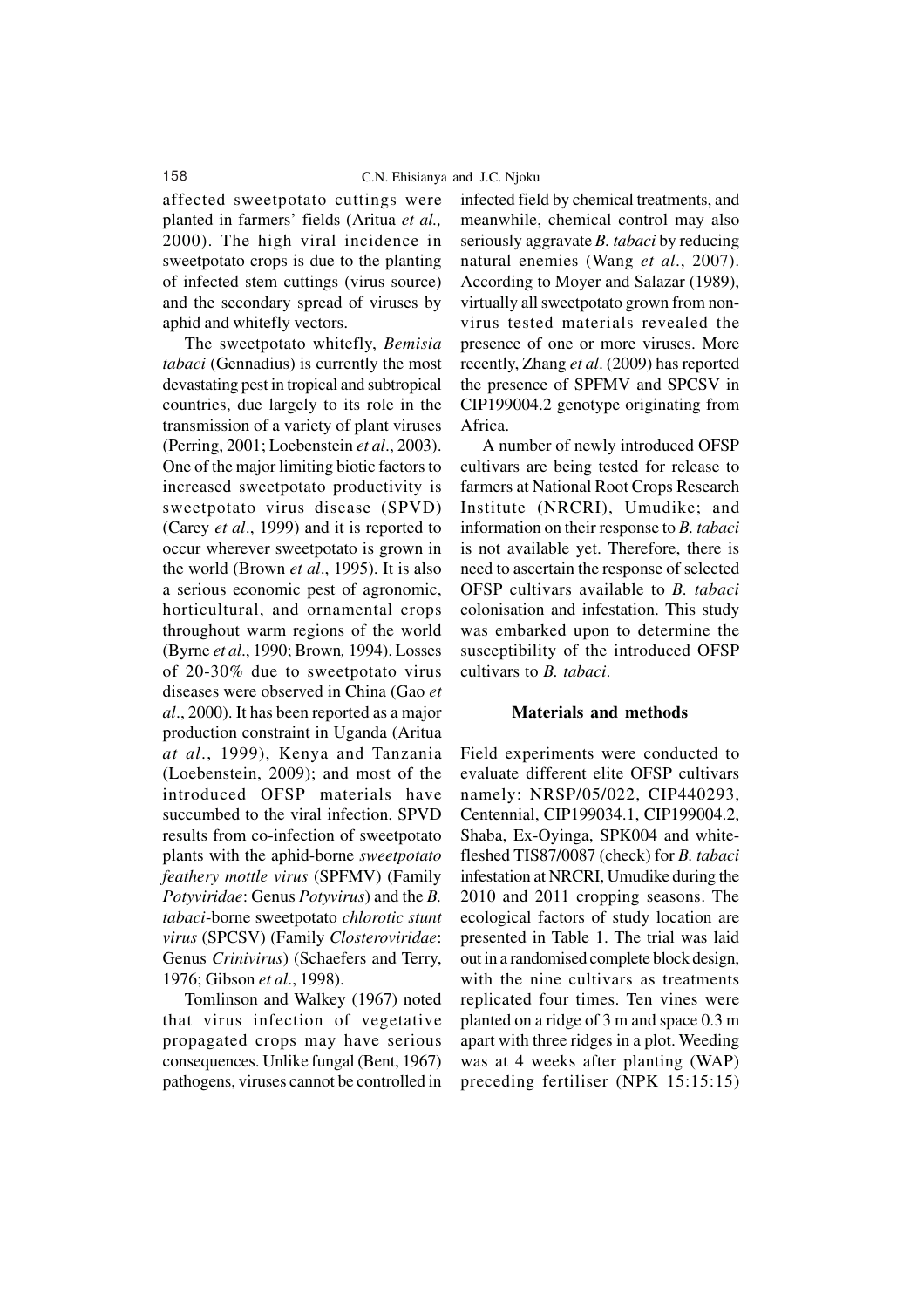affected sweetpotato cuttings were planted in farmers' fields (Aritua *et al.,* 2000). The high viral incidence in sweetpotato crops is due to the planting of infected stem cuttings (virus source) and the secondary spread of viruses by aphid and whitefly vectors.

The sweetpotato whitefly, *Bemisia tabaci* (Gennadius) is currently the most devastating pest in tropical and subtropical countries, due largely to its role in the transmission of a variety of plant viruses (Perring, 2001; Loebenstein *et al*., 2003). One of the major limiting biotic factors to increased sweetpotato productivity is sweetpotato virus disease (SPVD) (Carey *et al*., 1999) and it is reported to occur wherever sweetpotato is grown in the world (Brown *et al*., 1995). It is also a serious economic pest of agronomic, horticultural, and ornamental crops throughout warm regions of the world (Byrne *et al*., 1990; Brown*,* 1994). Losses of 20-30% due to sweetpotato virus diseases were observed in China (Gao *et al*., 2000). It has been reported as a major production constraint in Uganda (Aritua *at al*., 1999), Kenya and Tanzania (Loebenstein, 2009); and most of the introduced OFSP materials have succumbed to the viral infection. SPVD results from co-infection of sweetpotato plants with the aphid-borne *sweetpotato feathery mottle virus* (SPFMV) (Family *Potyviridae*: Genus *Potyvirus*) and the *B. tabaci*-borne sweetpotato *chlorotic stunt virus* (SPCSV) (Family *Closteroviridae*: Genus *Crinivirus*) (Schaefers and Terry, 1976; Gibson *et al*., 1998).

Tomlinson and Walkey (1967) noted that virus infection of vegetative propagated crops may have serious consequences. Unlike fungal (Bent, 1967) pathogens, viruses cannot be controlled in infected field by chemical treatments, and meanwhile, chemical control may also seriously aggravate *B. tabaci* by reducing natural enemies (Wang *et al*., 2007). According to Moyer and Salazar (1989), virtually all sweetpotato grown from non-virus tested materials revealed the presence of one or more viruses. More recently, Zhang *et al*. (2009) has reported the presence of SPFMV and SPCSV in CIP199004.2 genotype originating from Africa.

A number of newly introduced OFSP cultivars are being tested for release to farmers at National Root Crops Research Institute (NRCRI), Umudike; and information on their response to *B. tabaci* is not available yet. Therefore, there is need to ascertain the response of selected OFSP cultivars available to *B. tabaci* colonisation and infestation. This study was embarked upon to determine the susceptibility of the introduced OFSP cultivars to *B. tabaci*.

## Materials and methods

Field experiments were conducted to evaluate different elite OFSP cultivars namely: NRSP/05/022, CIP440293, Centennial, CIP199034.1, CIP199004.2, Shaba, Ex-Oyinga, SPK004 and white-fleshed TIS87/0087 (check) for *B. tabaci* infestation at NRCRI, Umudike during the 2010 and 2011 cropping seasons. The ecological factors of study location are presented in Table 1. The trial was laid out in a randomised complete block design, with the nine cultivars as treatments replicated four times. Ten vines were planted on a ridge of 3 m and space 0.3 m apart with three ridges in a plot. Weeding was at 4 weeks after planting (WAP) preceding fertiliser (NPK 15:15:15)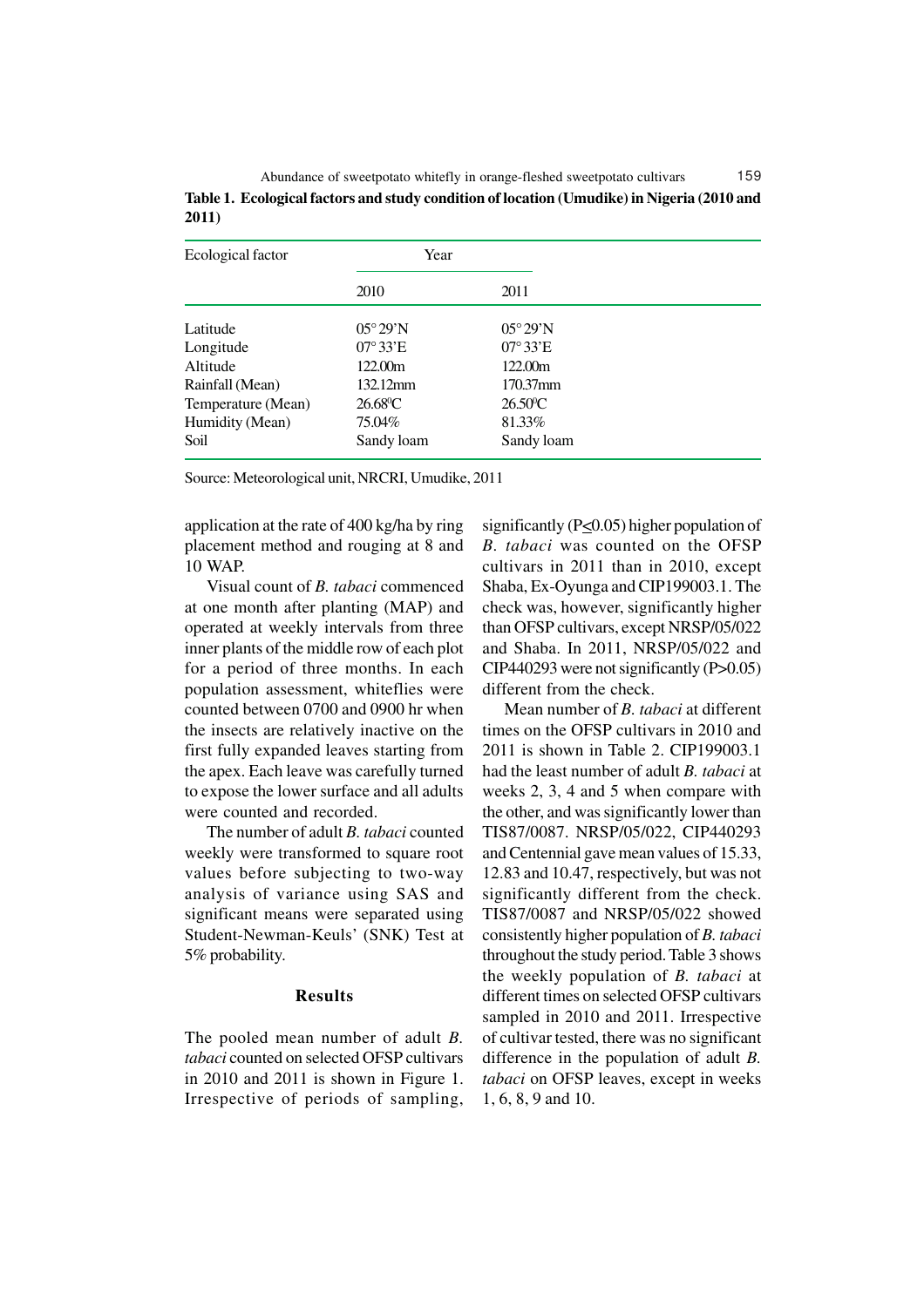**Table 1. Ecological factors and study condition of location (Umudike) in Nigeria (2010 and 2011)**

| Ecological factor | Year | |
|---|---|---|
| | 2010 | 2011 |
| Latitude | 05° 29'N | 05° 29'N |
| Longitude | 07° 33'E | 07° 33'E |
| Altitude | 122.00m | 122.00m |
| Rainfall (Mean) | 132.12mm | 170.37mm |
| Temperature (Mean) | 26.68°C | 26.50°C |
| Humidity (Mean) | 75.04% | 81.33% |
| Soil | Sandy loam | Sandy loam |

Source: Meteorological unit, NRCRI, Umudike, 2011

application at the rate of 400 kg/ha by ring placement method and rouging at 8 and 10 WAP.

Visual count of *B. tabaci* commenced at one month after planting (MAP) and operated at weekly intervals from three inner plants of the middle row of each plot for a period of three months. In each population assessment, whiteflies were counted between 0700 and 0900 hr when the insects are relatively inactive on the first fully expanded leaves starting from the apex. Each leave was carefully turned to expose the lower surface and all adults were counted and recorded.

The number of adult *B. tabaci* counted weekly were transformed to square root values before subjecting to two-way analysis of variance using SAS and significant means were separated using Student-Newman-Keuls' (SNK) Test at 5% probability.

## Results

The pooled mean number of adult *B. tabaci* counted on selected OFSP cultivars in 2010 and 2011 is shown in Figure 1. Irrespective of periods of sampling, significantly ($P \leq 0.05$) higher population of *B. tabaci* was counted on the OFSP cultivars in 2011 than in 2010, except Shaba, Ex-Oyunga and CIP199003.1. The check was, however, significantly higher than OFSP cultivars, except NRSP/05/022 and Shaba. In 2011, NRSP/05/022 and CIP440293 were not significantly ($P > 0.05$) different from the check.

Mean number of *B. tabaci* at different times on the OFSP cultivars in 2010 and 2011 is shown in Table 2. CIP199003.1 had the least number of adult *B. tabaci* at weeks 2, 3, 4 and 5 when compare with the other, and was significantly lower than TIS87/0087. NRSP/05/022, CIP440293 and Centennial gave mean values of 15.33, 12.83 and 10.47, respectively, but was not significantly different from the check. TIS87/0087 and NRSP/05/022 showed consistently higher population of *B. tabaci* throughout the study period. Table 3 shows the weekly population of *B. tabaci* at different times on selected OFSP cultivars sampled in 2010 and 2011. Irrespective of cultivar tested, there was no significant difference in the population of adult *B. tabaci* on OFSP leaves, except in weeks 1, 6, 8, 9 and 10.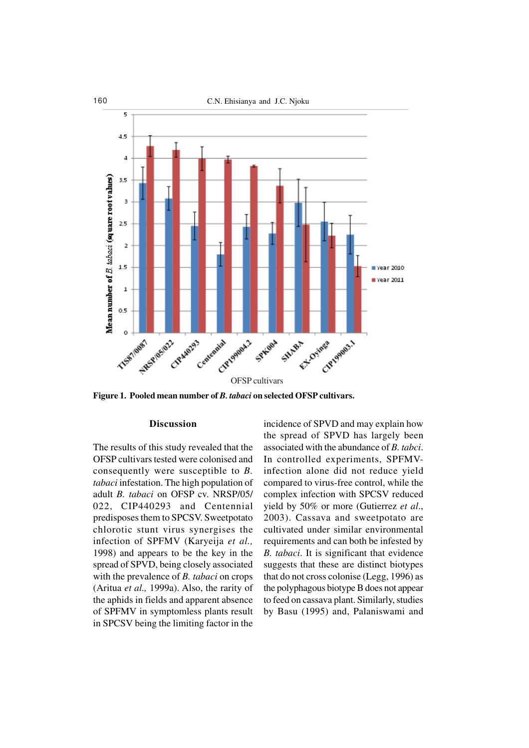Figure 1. Pooled mean number of *B. tabaci* on selected OFSP cultivars.

## Discussion

The results of this study revealed that the OFSP cultivars tested were colonised and consequently were susceptible to *B. tabaci* infestation. The high population of adult *B. tabaci* on OFSP cv. NRSP/05/022, CIP440293 and Centennial predisposes them to SPCSV. Sweetpotato chlorotic stunt virus synergises the infection of SPFMV (Karyeija *et al.,* 1998) and appears to be the key in the spread of SPVD, being closely associated with the prevalence of *B. tabaci* on crops (Aritua *et al.,* 1999a). Also, the rarity of the aphids in fields and apparent absence of SPFMV in symptomless plants result in SPCSV being the limiting factor in the incidence of SPVD and may explain how the spread of SPVD has largely been associated with the abundance of *B. tabci*. In controlled experiments, SPFMV-infection alone did not reduce yield compared to virus-free control, while the complex infection with SPCSV reduced yield by 50% or more (Gutierrez *et al*., 2003). Cassava and sweetpotato are cultivated under similar environmental requirements and can both be infested by *B. tabaci*. It is significant that evidence suggests that these are distinct biotypes that do not cross colonise (Legg, 1996) as the polyphagous biotype B does not appear to feed on cassava plant. Similarly, studies by Basu (1995) and, Palaniswami and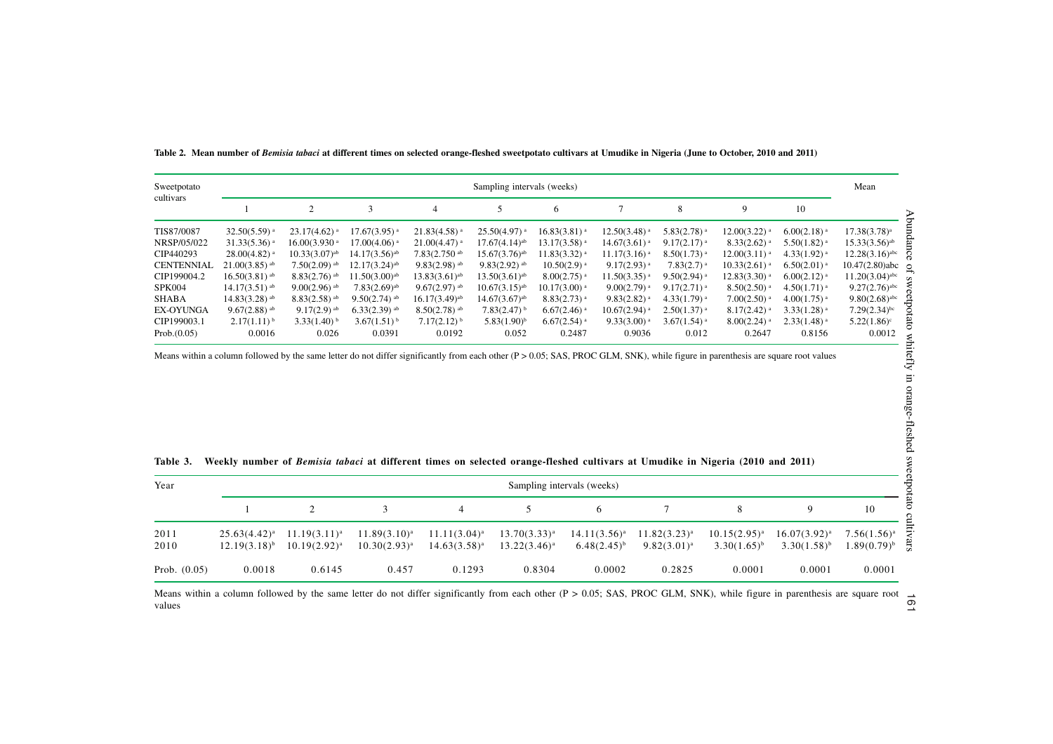**Table 2. Mean number of *Bemisia tabaci* at different times on selected orange-fleshed sweetpotato cultivars at Umudike in Nigeria (June to October, 2010 and 2011)**

| Sweetpotato cultivars | Sampling intervals (weeks) | | | | | | | | | | Mean |
|---|---|---|---|---|---|---|---|---|---|---|---|
| | 1 | 2 | 3 | 4 | 5 | 6 | 7 | 8 | 9 | 10 | |
| TIS87/0087 | 32.50(5.59) [a] | 23.17(4.62) [a] | 17.67(3.95) [a] | 21.83(4.58) [a] | 25.50(4.97) [a] | 16.83(3.81) [a] | 12.50(3.48) [a] | 5.83(2.78) [a] | 12.00(3.22) [a] | 6.00(2.18) [a] | 17.38(3.78)[a] |
| NRSP/05/022 | 31.33(5.36) [a] | 16.00(3.930 [a] | 17.00(4.06) [a] | 21.00(4.47) [a] | 17.67(4.14)[ab] | 13.17(3.58) [a] | 14.67(3.61) [a] | 9.17(2.17) [a] | 8.33(2.62) [a] | 5.50(1.82) [a] | 15.33(3.56)[ab] |
| CIP440293 | 28.00(4.82) [a] | 10.33(3.07)[ab] | 14.17(3.56)[ab] | 7.83(2.750 [ab] | 15.67(3.76)[ab] | 11.83(3.32) [a] | 11.17(3.16) [a] | 8.50(1.73) [a] | 12.00(3.11) [a] | 4.33(1.92) [a] | 12.28(3.16)[abc] |
| CENTENNIAL | 21.00(3.85) [ab] | 7.50(2.09) [ab] | 12.17(3.24)[ab] | 9.83(2.98) [ab] | 9.83(2.92) [ab] | 10.50(2.9) [a] | 9.17(2.93) [a] | 7.83(2.7) [a] | 10.33(2.61) [a] | 6.50(2.01) [a] | 10.47(2.80)abc |
| CIP199004.2 | 16.50(3.81) [ab] | 8.83(2.76) [ab] | 11.50(3.00)[ab] | 13.83(3.61)[ab] | 13.50(3.61)[ab] | 8.00(2.75) [a] | 11.50(3.35) [a] | 9.50(2.94) [a] | 12.83(3.30) [a] | 6.00(2.12) [a] | 11.20(3.04)[abc] |
| SPK004 | 14.17(3.51) [ab] | 9.00(2.96) [ab] | 7.83(2.69)[ab] | 9.67(2.97) [ab] | 10.67(3.15)[ab] | 10.17(3.00) [a] | 9.00(2.79) [a] | 9.17(2.71) [a] | 8.50(2.50) [a] | 4.50(1.71) [a] | 9.27(2.76)[abc] |
| SHABA | 14.83(3.28) [ab] | 8.83(2.58) [ab] | 9.50(2.74) [ab] | 16.17(3.49)[ab] | 14.67(3.67)[ab] | 8.83(2.73) [a] | 9.83(2.82) [a] | 4.33(1.79) [a] | 7.00(2.50) [a] | 4.00(1.75) [a] | 9.80(2.68)[abc] |
| EX-OYUNGA | 9.67(2.88) [ab] | 9.17(2.9) [ab] | 6.33(2.39) [ab] | 8.50(2.78) [ab] | 7.83(2.47) [b] | 6.67(2.46) [a] | 10.67(2.94) [a] | 2.50(1.37) [a] | 8.17(2.42) [a] | 3.33(1.28) [a] | 7.29(2.34)[bc] |
| CIP199003.1 | 2.17(1.11) [b] | 3.33(1.40) [b] | 3.67(1.51) [b] | 7.17(2.12) [b] | 5.83(1.90)[b] | 6.67(2.54) [a] | 9.33(3.00) [a] | 3.67(1.54) [a] | 8.00(2.24) [a] | 2.33(1.48) [a] | 5.22(1.86)[c] |
| Prob.(0.05) | 0.0016 | 0.026 | 0.0391 | 0.0192 | 0.052 | 0.2487 | 0.9036 | 0.012 | 0.2647 | 0.8156 | 0.0012 |

Means within a column followed by the same letter do not differ significantly from each other (P > 0.05; SAS, PROC GLM, SNK), while figure in parenthesis are square root values

**Table 3. Weekly number of *Bemisia tabaci* at different times on selected orange-fleshed cultivars at Umudike in Nigeria (2010 and 2011)**

| Year | Sampling intervals (weeks) | | | | | | | | | |
|---|---|---|---|---|---|---|---|---|---|---|
| | 1 | 2 | 3 | 4 | 5 | 6 | 7 | 8 | 9 | 10 |
| 2011 | 25.63(4.42)[a] | 11.19(3.11)[a] | 11.89(3.10)[a] | 11.11(3.04)[a] | 13.70(3.33)[a] | 14.11(3.56)[a] | 11.82(3.23)[a] | 10.15(2.95)[a] | 16.07(3.92)[a] | 7.56(1.56)[a] |
| 2010 | 12.19(3.18)[b] | 10.19(2.92)[a] | 10.30(2.93)[a] | 14.63(3.58)[a] | 13.22(3.46)[a] | 6.48(2.45)[b] | 9.82(3.01)[a] | 3.30(1.65)[b] | 3.30(1.58)[b] | 1.89(0.79)[b] |
| Prob. (0.05) | 0.0018 | 0.6145 | 0.457 | 0.1293 | 0.8304 | 0.0002 | 0.2825 | 0.0001 | 0.0001 | 0.0001 |

Means within a column followed by the same letter do not differ significantly from each other (P > 0.05; SAS, PROC GLM, SNK), while figure in parenthesis are square root values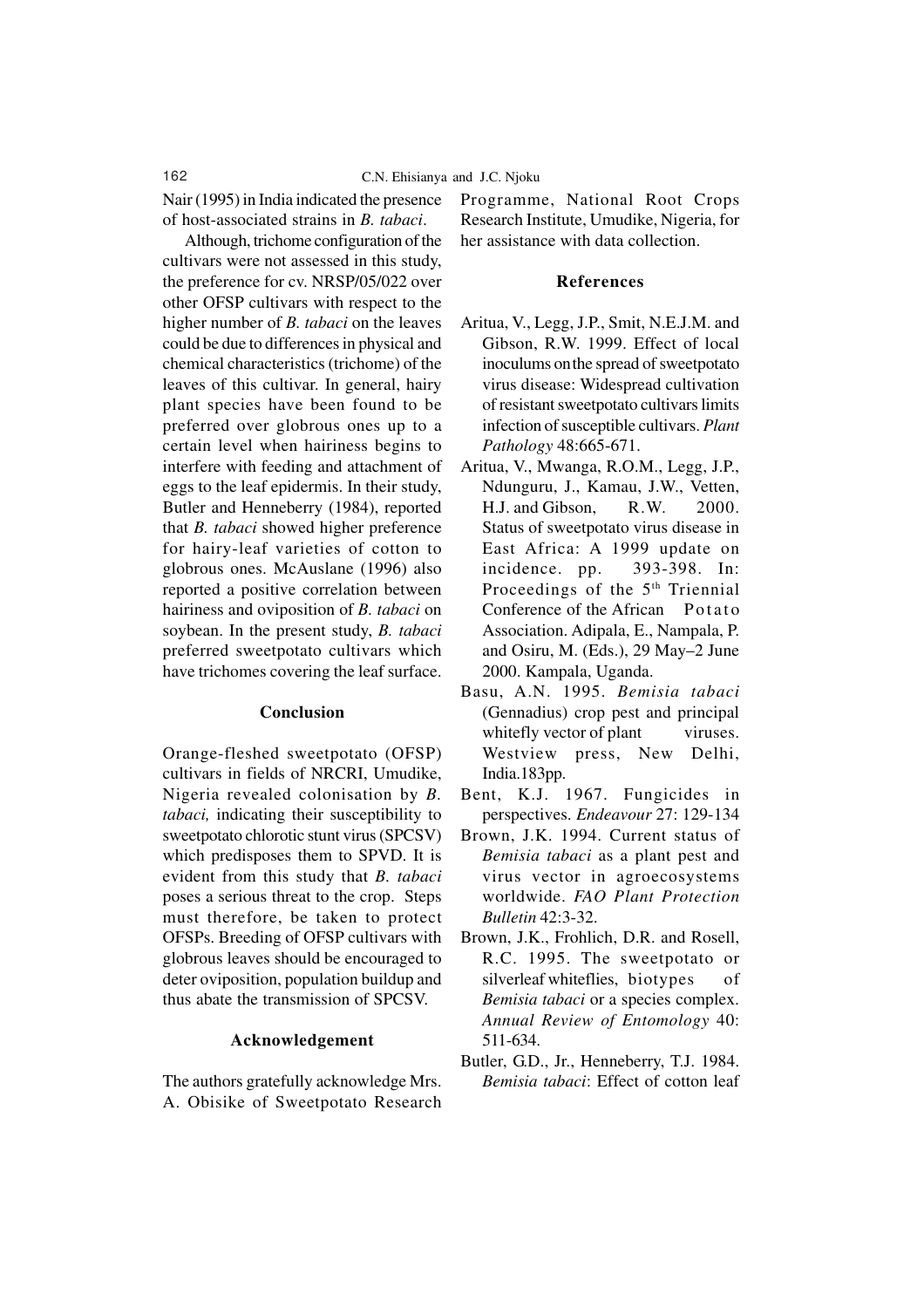Nair (1995) in India indicated the presence of host-associated strains in *B. tabaci*.

Although, trichome configuration of the cultivars were not assessed in this study, the preference for cv. NRSP/05/022 over other OFSP cultivars with respect to the higher number of *B. tabaci* on the leaves could be due to differences in physical and chemical characteristics (trichome) of the leaves of this cultivar. In general, hairy plant species have been found to be preferred over globrous ones up to a certain level when hairiness begins to interfere with feeding and attachment of eggs to the leaf epidermis. In their study, Butler and Henneberry (1984), reported that *B. tabaci* showed higher preference for hairy-leaf varieties of cotton to globrous ones. McAuslane (1996) also reported a positive correlation between hairiness and oviposition of *B. tabaci* on soybean. In the present study, *B. tabaci* preferred sweetpotato cultivars which have trichomes covering the leaf surface.

## Conclusion

Orange-fleshed sweetpotato (OFSP) cultivars in fields of NRCRI, Umudike, Nigeria revealed colonisation by *B. tabaci,* indicating their susceptibility to sweetpotato chlorotic stunt virus (SPCSV) which predisposes them to SPVD. It is evident from this study that *B. tabaci* poses a serious threat to the crop. Steps must therefore, be taken to protect OFSPs. Breeding of OFSP cultivars with globrous leaves should be encouraged to deter oviposition, population buildup and thus abate the transmission of SPCSV.

## Acknowledgement

The authors gratefully acknowledge Mrs. A. Obisike of Sweetpotato Research Programme, National Root Crops Research Institute, Umudike, Nigeria, for her assistance with data collection.

## References

Aritua, V., Legg, J.P., Smit, N.E.J.M. and Gibson, R.W. 1999. Effect of local inoculums on the spread of sweetpotato virus disease: Widespread cultivation of resistant sweetpotato cultivars limits infection of susceptible cultivars. *Plant Pathology* 48:665-671.

Aritua, V., Mwanga, R.O.M., Legg, J.P., Ndunguru, J., Kamau, J.W., Vetten, H.J. and Gibson, R.W. 2000. Status of sweetpotato virus disease in East Africa: A 1999 update on incidence. pp. 393-398. In: Proceedings of the 5th Triennial Conference of the African Potato Association. Adipala, E., Nampala, P. and Osiru, M. (Eds.), 29 May–2 June 2000. Kampala, Uganda.

Basu, A.N. 1995. *Bemisia tabaci* (Gennadius) crop pest and principal whitefly vector of plant viruses. Westview press, New Delhi, India.183pp.

Bent, K.J. 1967. Fungicides in perspectives. *Endeavour* 27: 129-134

Brown, J.K. 1994. Current status of *Bemisia tabaci* as a plant pest and virus vector in agroecosystems worldwide. *FAO Plant Protection Bulletin* 42:3-32.

Brown, J.K., Frohlich, D.R. and Rosell, R.C. 1995. The sweetpotato or silverleaf whiteflies, biotypes of *Bemisia tabaci* or a species complex. *Annual Review of Entomology* 40: 511-634.

Butler, G.D., Jr., Henneberry, T.J. 1984. *Bemisia tabaci*: Effect of cotton leaf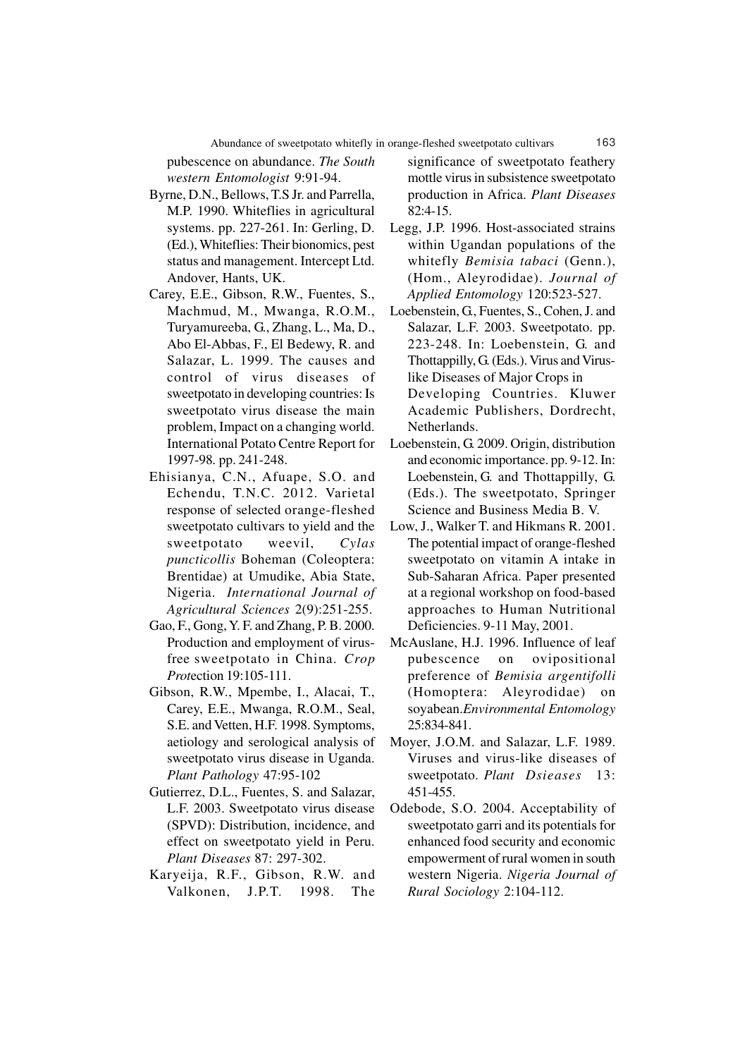pubescence on abundance. *The South western Entomologist* 9:91-94.

Byrne, D.N., Bellows, T.S Jr. and Parrella, M.P. 1990. Whiteflies in agricultural systems. pp. 227-261. In: Gerling, D. (Ed.), Whiteflies: Their bionomics, pest status and management. Intercept Ltd. Andover, Hants, UK.

Carey, E.E., Gibson, R.W., Fuentes, S., Machmud, M., Mwanga, R.O.M., Turyamureeba, G., Zhang, L., Ma, D., Abo El-Abbas, F., El Bedewy, R. and Salazar, L. 1999. The causes and control of virus diseases of sweetpotato in developing countries: Is sweetpotato virus disease the main problem, Impact on a changing world. International Potato Centre Report for 1997-98. pp. 241-248.

Ehisianya, C.N., Afuape, S.O. and Echendu, T.N.C. 2012. Varietal response of selected orange-fleshed sweetpotato cultivars to yield and the sweetpotato weevil, *Cylas puncticollis* Boheman (Coleoptera: Brentidae) at Umudike, Abia State, Nigeria. *International Journal of Agricultural Sciences* 2(9):251-255.

Gao, F., Gong, Y. F. and Zhang, P. B. 2000. Production and employment of virus-free sweetpotato in China. *Crop Prot*ection 19:105-111.

Gibson, R.W., Mpembe, I., Alacai, T., Carey, E.E., Mwanga, R.O.M., Seal, S.E. and Vetten, H.F. 1998. Symptoms, aetiology and serological analysis of sweetpotato virus disease in Uganda. *Plant Pathology* 47:95-102

Gutierrez, D.L., Fuentes, S. and Salazar, L.F. 2003. Sweetpotato virus disease (SPVD): Distribution, incidence, and effect on sweetpotato yield in Peru. *Plant Diseases* 87: 297-302.

Karyeija, R.F., Gibson, R.W. and Valkonen, J.P.T. 1998. The significance of sweetpotato feathery mottle virus in subsistence sweetpotato production in Africa. *Plant Diseases* 82:4-15.

Legg, J.P. 1996. Host-associated strains within Ugandan populations of the whitefly *Bemisia tabaci* (Genn.), (Hom., Aleyrodidae). *Journal of Applied Entomology* 120:523-527.

Loebenstein, G., Fuentes, S., Cohen, J. and Salazar, L.F. 2003. Sweetpotato. pp. 223-248. In: Loebenstein, G. and Thottappilly, G. (Eds.). Virus and Virus-like Diseases of Major Crops in Developing Countries. Kluwer Academic Publishers, Dordrecht, Netherlands.

Loebenstein, G. 2009. Origin, distribution and economic importance. pp. 9-12. In: Loebenstein, G. and Thottappilly, G. (Eds.). The sweetpotato, Springer Science and Business Media B. V.

Low, J., Walker T. and Hikmans R. 2001. The potential impact of orange-fleshed sweetpotato on vitamin A intake in Sub-Saharan Africa. Paper presented at a regional workshop on food-based approaches to Human Nutritional Deficiencies. 9-11 May, 2001.

McAuslane, H.J. 1996. Influence of leaf pubescence on ovipositional preference of *Bemisia argentifolli* (Homoptera: Aleyrodidae) on soyabean.*Environmental Entomology* 25:834-841.

Moyer, J.O.M. and Salazar, L.F. 1989. Viruses and virus-like diseases of sweetpotato. *Plant Dsieases* 13: 451-455.

Odebode, S.O. 2004. Acceptability of sweetpotato garri and its potentials for enhanced food security and economic empowerment of rural women in south western Nigeria. *Nigeria Journal of Rural Sociology* 2:104-112.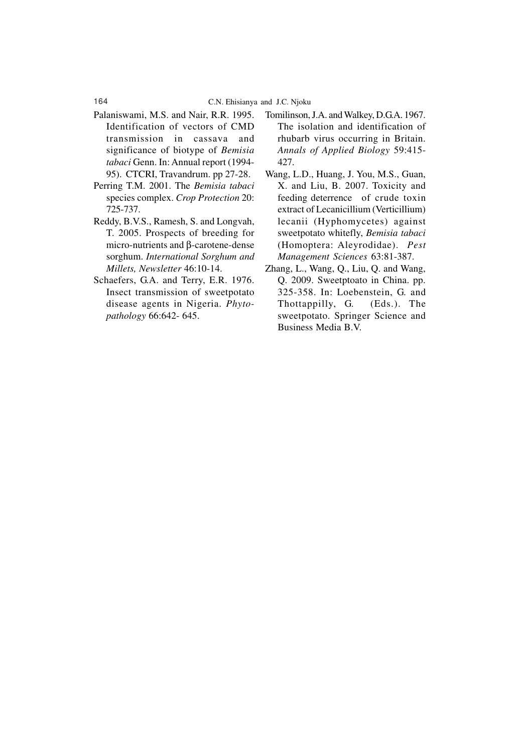Palaniswami, M.S. and Nair, R.R. 1995. Identification of vectors of CMD transmission in cassava and significance of biotype of *Bemisia tabaci* Genn. In: Annual report (1994-95). CTCRI, Travandrum. pp 27-28.

Perring T.M. 2001. The *Bemisia tabaci* species complex. *Crop Protection* 20: 725-737.

Reddy, B.V.S., Ramesh, S. and Longvah, T. 2005. Prospects of breeding for micro-nutrients and β-carotene-dense sorghum. *International Sorghum and Millets, Newsletter* 46:10-14.

Schaefers, G.A. and Terry, E.R. 1976. Insect transmission of sweetpotato disease agents in Nigeria. *Phytopathology* 66:642- 645.

Tomilinson, J.A. and Walkey, D.G.A. 1967. The isolation and identification of rhubarb virus occurring in Britain. *Annals of Applied Biology* 59:415-427.

Wang, L.D., Huang, J. You, M.S., Guan, X. and Liu, B. 2007. Toxicity and feeding deterrence of crude toxin extract of Lecanicillium (Verticillium) lecanii (Hyphomycetes) against sweetpotato whitefly, *Bemisia tabaci* (Homoptera: Aleyrodidae). *Pest Management Sciences* 63:81-387.

Zhang, L., Wang, Q., Liu, Q. and Wang, Q. 2009. Sweetptoato in China. pp. 325-358. In: Loebenstein, G. and Thottappilly, G. (Eds.). The sweetpotato. Springer Science and Business Media B.V.